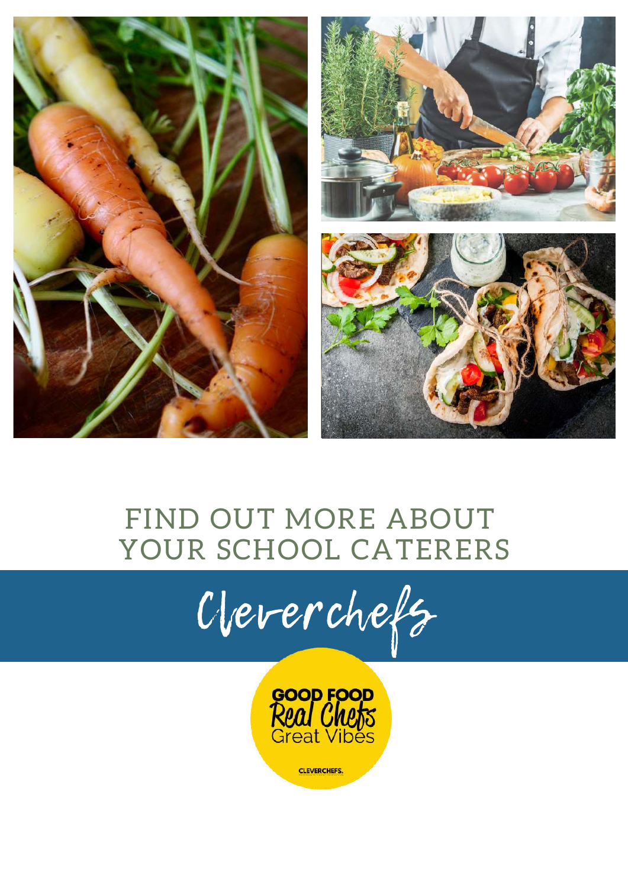# FIND OUT MORE ABOUT YOUR SCHOOL CATERERS

## Cleverchefs

GOOD FOOD
Real Chefs
Great Vibes

CLEVERCHEFS.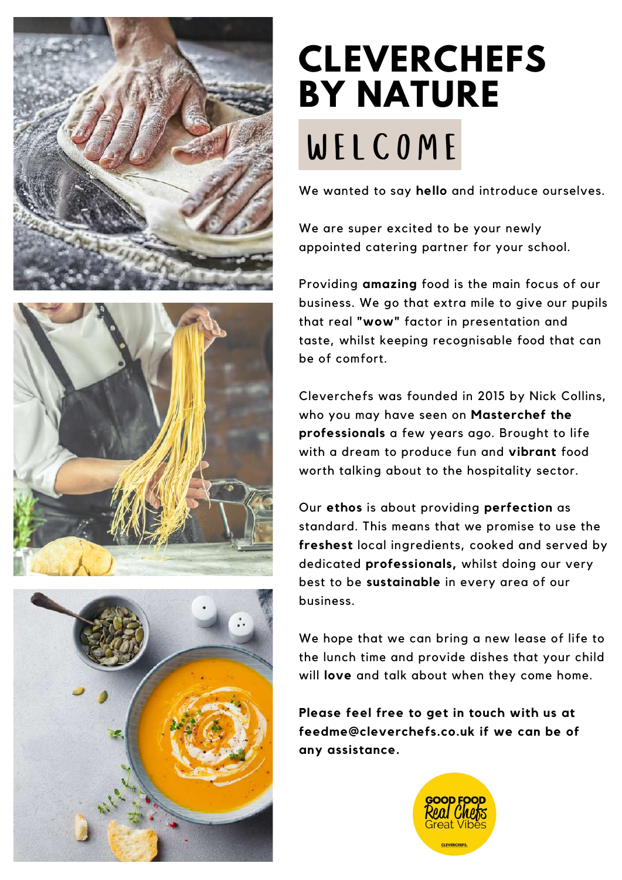# CLEVERCHEFS BY NATURE

## WELCOME

We wanted to say **hello** and introduce ourselves.

We are super excited to be your newly appointed catering partner for your school.

Providing **amazing** food is the main focus of our business. We go that extra mile to give our pupils that real **"wow"** factor in presentation and taste, whilst keeping recognisable food that can be of comfort.

Cleverchefs was founded in 2015 by Nick Collins, who you may have seen on **Masterchef the professionals** a few years ago. Brought to life with a dream to produce fun and **vibrant** food worth talking about to the hospitality sector.

Our **ethos** is about providing **perfection** as standard. This means that we promise to use the **freshest** local ingredients, cooked and served by dedicated **professionals,** whilst doing our very best to be **sustainable** in every area of our business.

We hope that we can bring a new lease of life to the lunch time and provide dishes that your child will **love** and talk about when they come home.

**Please feel free to get in touch with us at feedme@cleverchefs.co.uk if we can be of any assistance.**

GOOD FOOD
Real Chefs
Great Vibes
CLEVERCHEFS.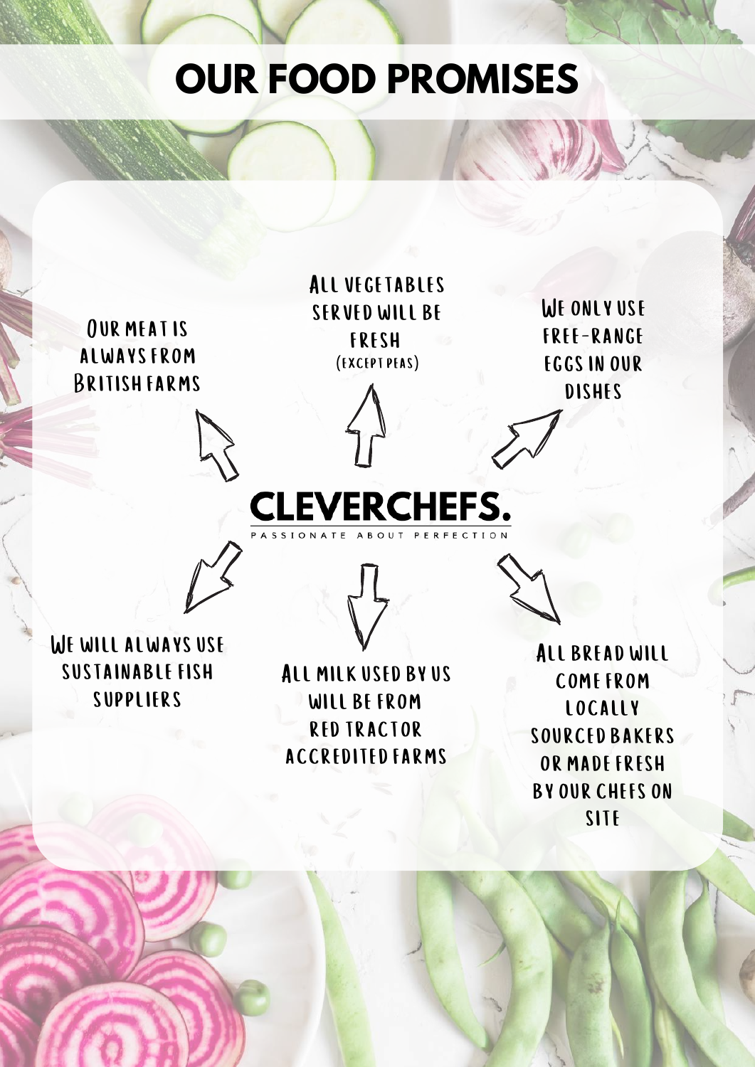# OUR FOOD PROMISES

**CLEVERCHEFS.**

PASSIONATE ABOUT PERFECTION

- Our meat is always from British farms
- All vegetables served will be fresh (except peas)
- We only use free-range eggs in our dishes
- We will always use sustainable fish suppliers
- All milk used by us will be from Red Tractor accredited farms
- All bread will come from locally sourced bakers or made fresh by our chefs on site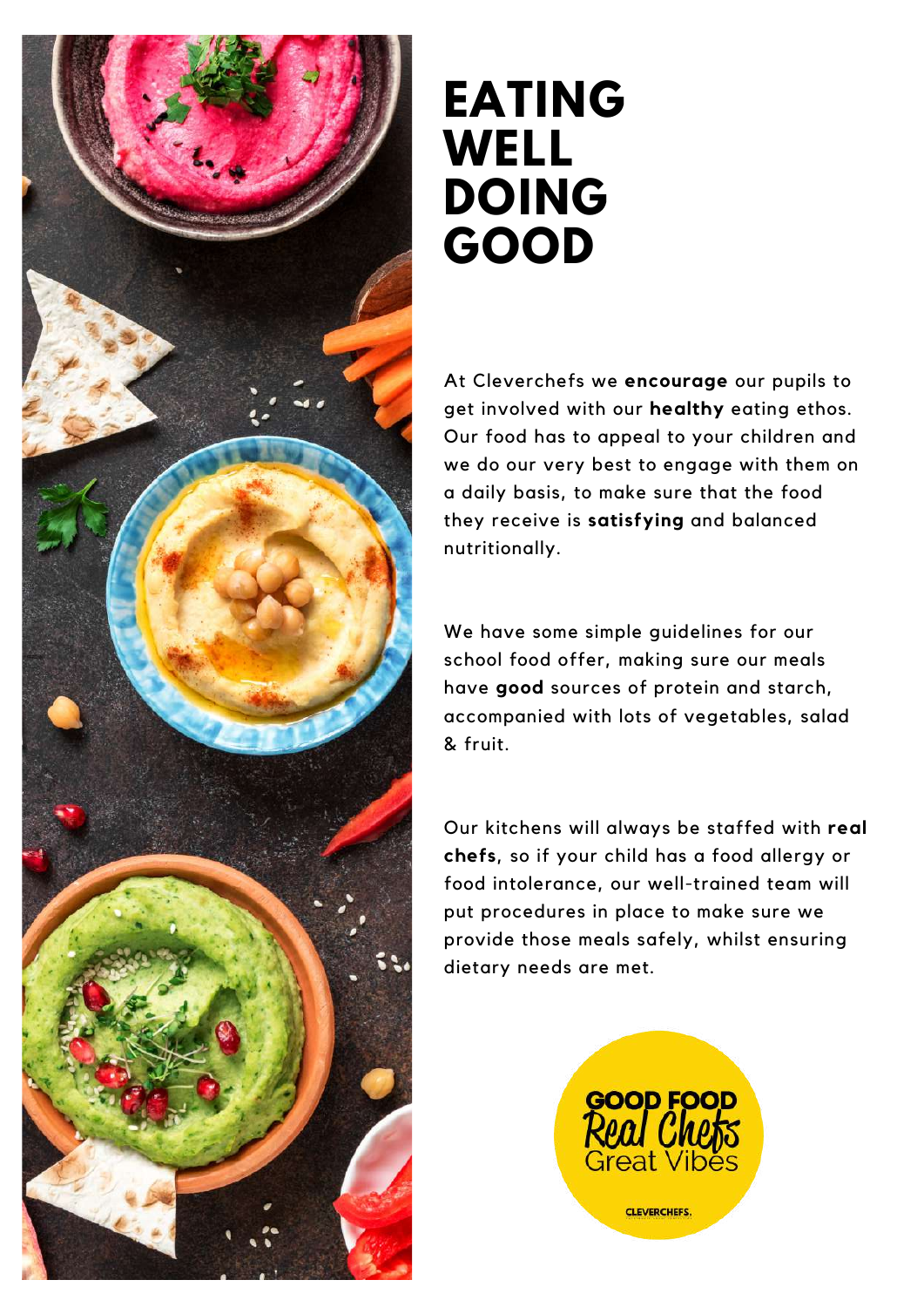# EATING WELL DOING GOOD

At Cleverchefs we **encourage** our pupils to get involved with our **healthy** eating ethos. Our food has to appeal to your children and we do our very best to engage with them on a daily basis, to make sure that the food they receive is **satisfying** and balanced nutritionally.

We have some simple guidelines for our school food offer, making sure our meals have **good** sources of protein and starch, accompanied with lots of vegetables, salad & fruit.

Our kitchens will always be staffed with **real chefs**, so if your child has a food allergy or food intolerance, our well-trained team will put procedures in place to make sure we provide those meals safely, whilst ensuring dietary needs are met.

GOOD FOOD
Real Chefs
Great Vibes

CLEVERCHEFS.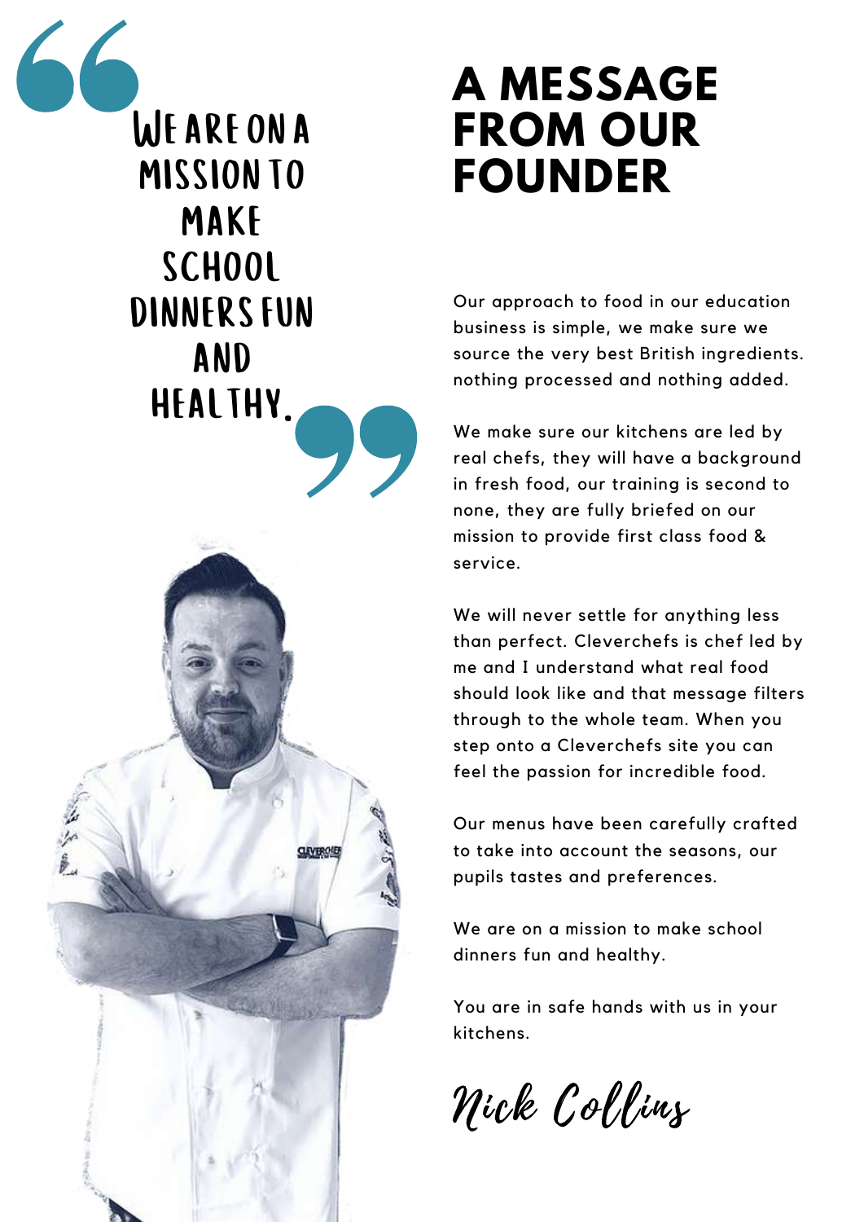> We are on a mission to make school dinners fun and healthy.

# A MESSAGE FROM OUR FOUNDER

Our approach to food in our education business is simple, we make sure we source the very best British ingredients. nothing processed and nothing added.

We make sure our kitchens are led by real chefs, they will have a background in fresh food, our training is second to none, they are fully briefed on our mission to provide first class food & service.

We will never settle for anything less than perfect. Cleverchefs is chef led by me and I understand what real food should look like and that message filters through to the whole team. When you step onto a Cleverchefs site you can feel the passion for incredible food.

Our menus have been carefully crafted to take into account the seasons, our pupils tastes and preferences.

We are on a mission to make school dinners fun and healthy.

You are in safe hands with us in your kitchens.

*Nick Collins*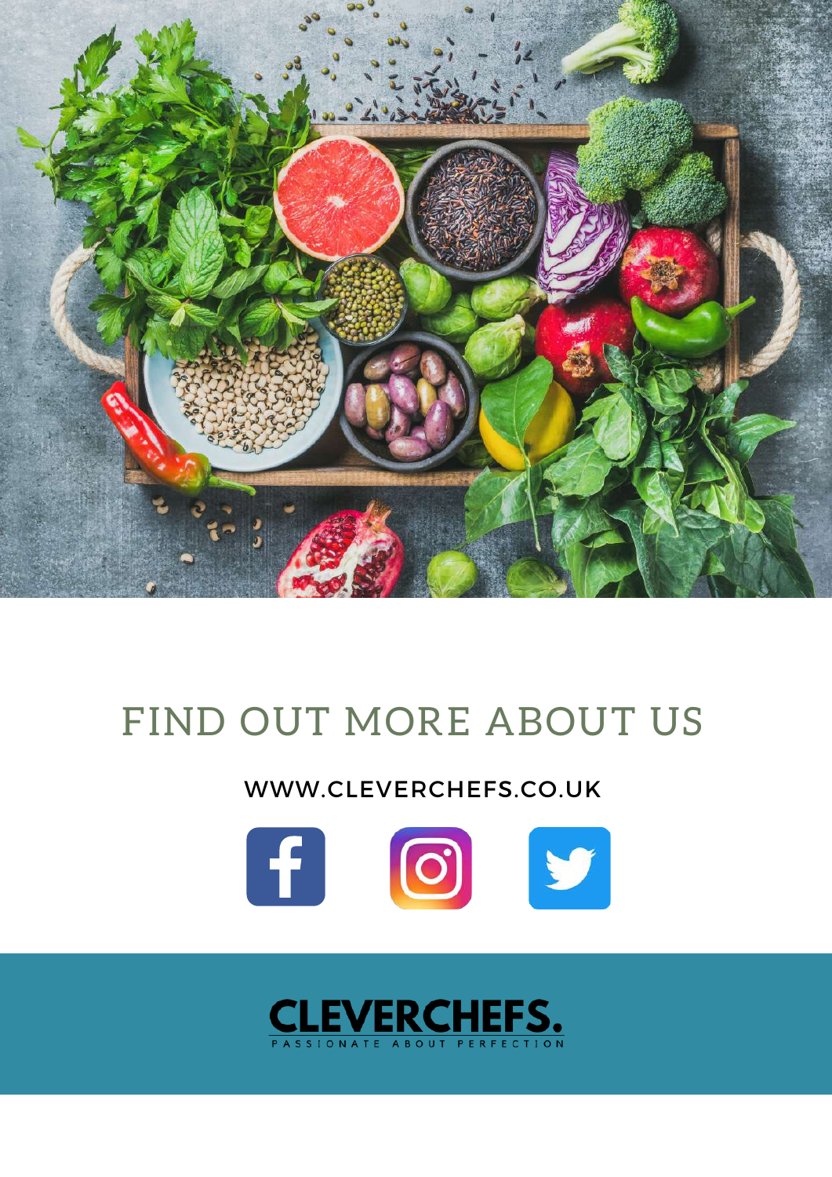# FIND OUT MORE ABOUT US

WWW.CLEVERCHEFS.CO.UK

CLEVERCHEFS.

PASSIONATE ABOUT PERFECTION